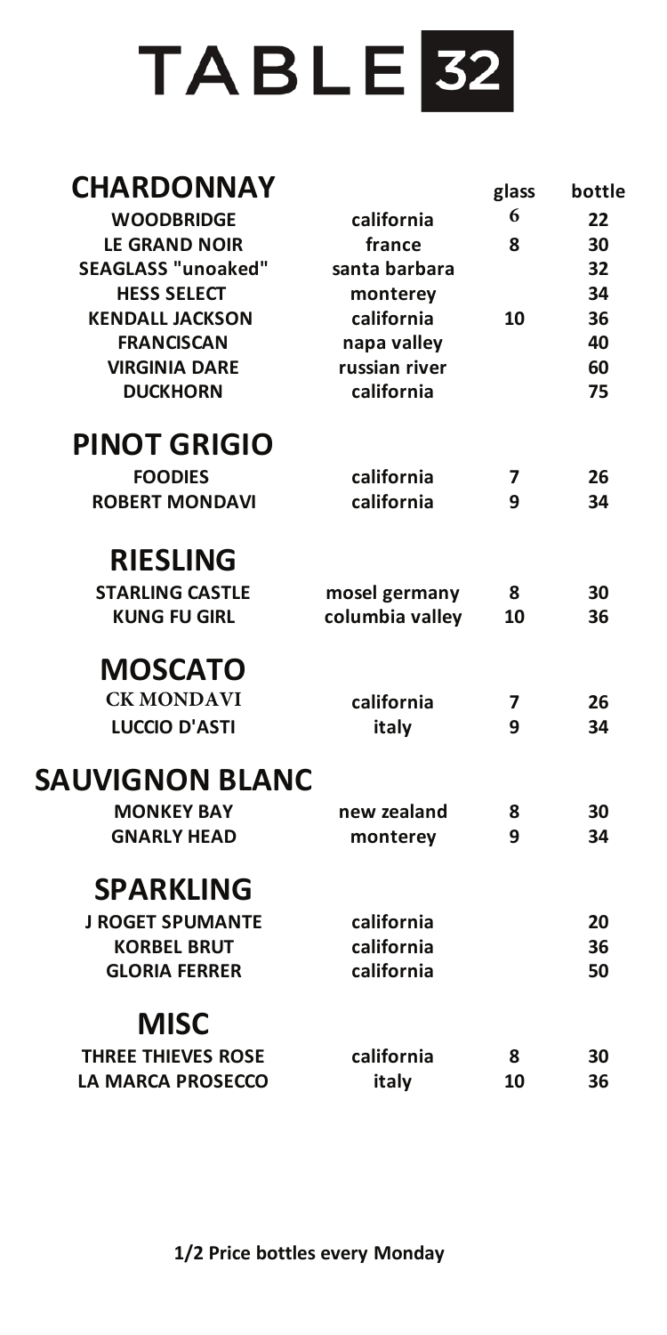# TABLE 32

| CHARDONNAY | | glass | bottle |
|---|---|---|---|
| WOODBRIDGE | california | 6 | 22 |
| LE GRAND NOIR | france | 8 | 30 |
| SEAGLASS "unoaked" | santa barbara | | 32 |
| HESS SELECT | monterey | | 34 |
| KENDALL JACKSON | california | 10 | 36 |
| FRANCISCAN | napa valley | | 40 |
| VIRGINIA DARE | russian river | | 60 |
| DUCKHORN | california | | 75 |

| PINOT GRIGIO | | | |
|---|---|---|---|
| FOODIES | california | 7 | 26 |
| ROBERT MONDAVI | california | 9 | 34 |

| RIESLING | | | |
|---|---|---|---|
| STARLING CASTLE | mosel germany | 8 | 30 |
| KUNG FU GIRL | columbia valley | 10 | 36 |

| MOSCATO | | | |
|---|---|---|---|
| CK MONDAVI | california | 7 | 26 |
| LUCCIO D'ASTI | italy | 9 | 34 |

| SAUVIGNON BLANC | | | |
|---|---|---|---|
| MONKEY BAY | new zealand | 8 | 30 |
| GNARLY HEAD | monterey | 9 | 34 |

| SPARKLING | | | |
|---|---|---|---|
| J ROGET SPUMANTE | california | | 20 |
| KORBEL BRUT | california | | 36 |
| GLORIA FERRER | california | | 50 |

| MISC | | | |
|---|---|---|---|
| THREE THIEVES ROSE | california | 8 | 30 |
| LA MARCA PROSECCO | italy | 10 | 36 |

**1/2 Price bottles every Monday**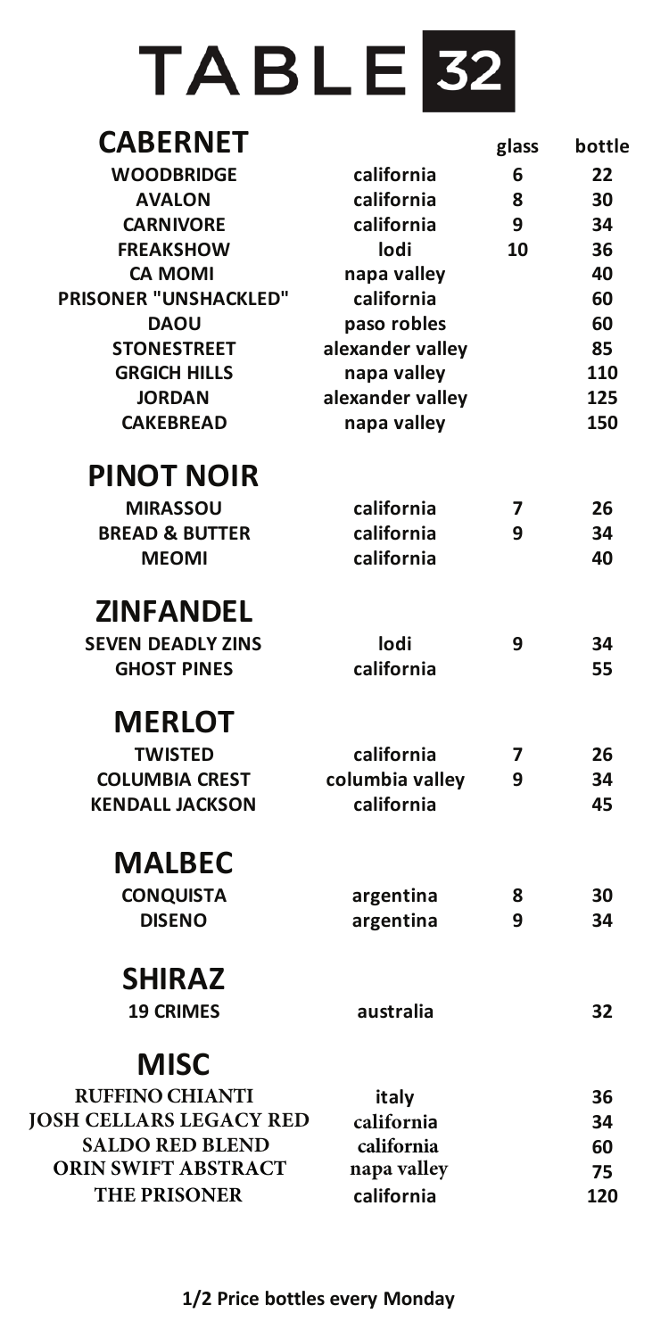# TABLE 32

## CABERNET

| | | glass | bottle |
|---|---|---|---|
| WOODBRIDGE | california | 6 | 22 |
| AVALON | california | 8 | 30 |
| CARNIVORE | california | 9 | 34 |
| FREAKSHOW | lodi | 10 | 36 |
| CA MOMI | napa valley | | 40 |
| PRISONER "UNSHACKLED" | california | | 60 |
| DAOU | paso robles | | 60 |
| STONESTREET | alexander valley | | 85 |
| GRGICH HILLS | napa valley | | 110 |
| JORDAN | alexander valley | | 125 |
| CAKEBREAD | napa valley | | 150 |

## PINOT NOIR

| | | glass | bottle |
|---|---|---|---|
| MIRASSOU | california | 7 | 26 |
| BREAD & BUTTER | california | 9 | 34 |
| MEOMI | california | | 40 |

## ZINFANDEL

| | | glass | bottle |
|---|---|---|---|
| SEVEN DEADLY ZINS | lodi | 9 | 34 |
| GHOST PINES | california | | 55 |

## MERLOT

| | | glass | bottle |
|---|---|---|---|
| TWISTED | california | 7 | 26 |
| COLUMBIA CREST | columbia valley | 9 | 34 |
| KENDALL JACKSON | california | | 45 |

## MALBEC

| | | glass | bottle |
|---|---|---|---|
| CONQUISTA | argentina | 8 | 30 |
| DISENO | argentina | 9 | 34 |

## SHIRAZ

| | | glass | bottle |
|---|---|---|---|
| 19 CRIMES | australia | | 32 |

## MISC

| | | glass | bottle |
|---|---|---|---|
| RUFFINO CHIANTI | italy | | 36 |
| JOSH CELLARS LEGACY RED | california | | 34 |
| SALDO RED BLEND | california | | 60 |
| ORIN SWIFT ABSTRACT | napa valley | | 75 |
| THE PRISONER | california | | 120 |

**1/2 Price bottles every Monday**